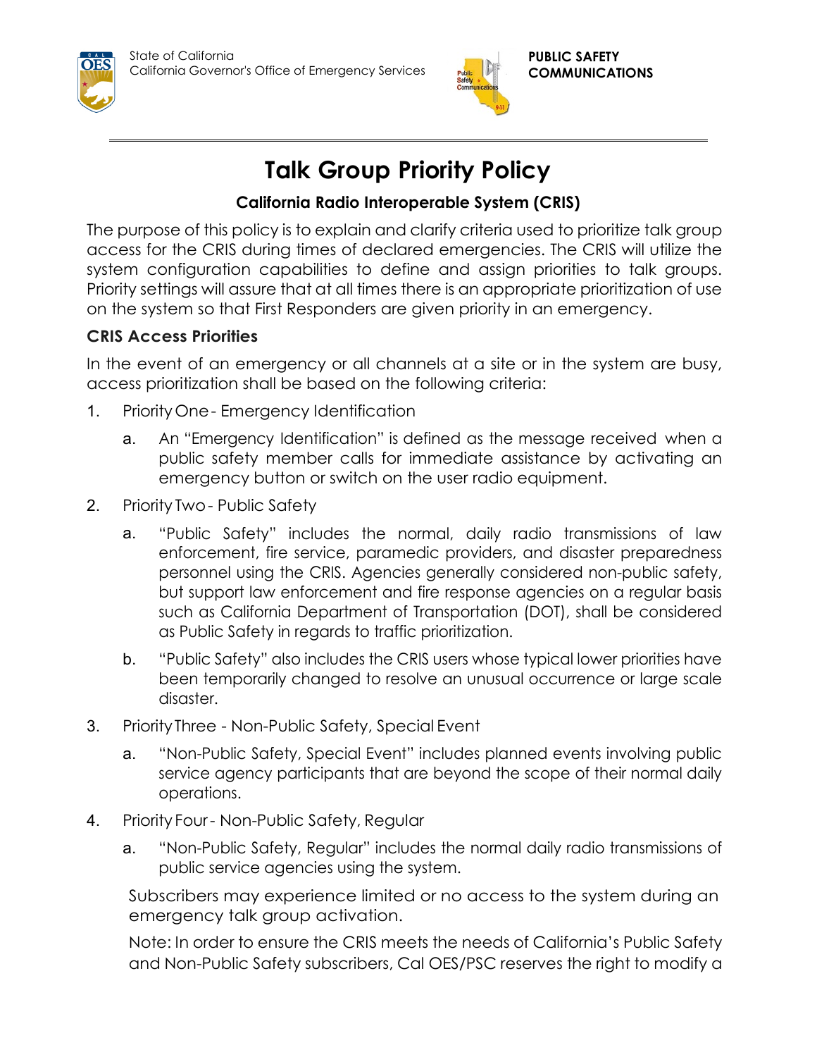State of California
California Governor's Office of Emergency Services

**PUBLIC SAFETY COMMUNICATIONS**

# Talk Group Priority Policy

### California Radio Interoperable System (CRIS)

The purpose of this policy is to explain and clarify criteria used to prioritize talk group access for the CRIS during times of declared emergencies. The CRIS will utilize the system configuration capabilities to define and assign priorities to talk groups. Priority settings will assure that at all times there is an appropriate prioritization of use on the system so that First Responders are given priority in an emergency.

## CRIS Access Priorities

In the event of an emergency or all channels at a site or in the system are busy, access prioritization shall be based on the following criteria:

1. Priority One - Emergency Identification
   a. An "Emergency Identification" is defined as the message received when a public safety member calls for immediate assistance by activating an emergency button or switch on the user radio equipment.
2. Priority Two - Public Safety
   a. "Public Safety" includes the normal, daily radio transmissions of law enforcement, fire service, paramedic providers, and disaster preparedness personnel using the CRIS. Agencies generally considered non-public safety, but support law enforcement and fire response agencies on a regular basis such as California Department of Transportation (DOT), shall be considered as Public Safety in regards to traffic prioritization.
   b. "Public Safety" also includes the CRIS users whose typical lower priorities have been temporarily changed to resolve an unusual occurrence or large scale disaster.
3. Priority Three - Non-Public Safety, Special Event
   a. "Non-Public Safety, Special Event" includes planned events involving public service agency participants that are beyond the scope of their normal daily operations.
4. Priority Four - Non-Public Safety, Regular
   a. "Non-Public Safety, Regular" includes the normal daily radio transmissions of public service agencies using the system.

Subscribers may experience limited or no access to the system during an emergency talk group activation.

Note: In order to ensure the CRIS meets the needs of California's Public Safety and Non-Public Safety subscribers, Cal OES/PSC reserves the right to modify a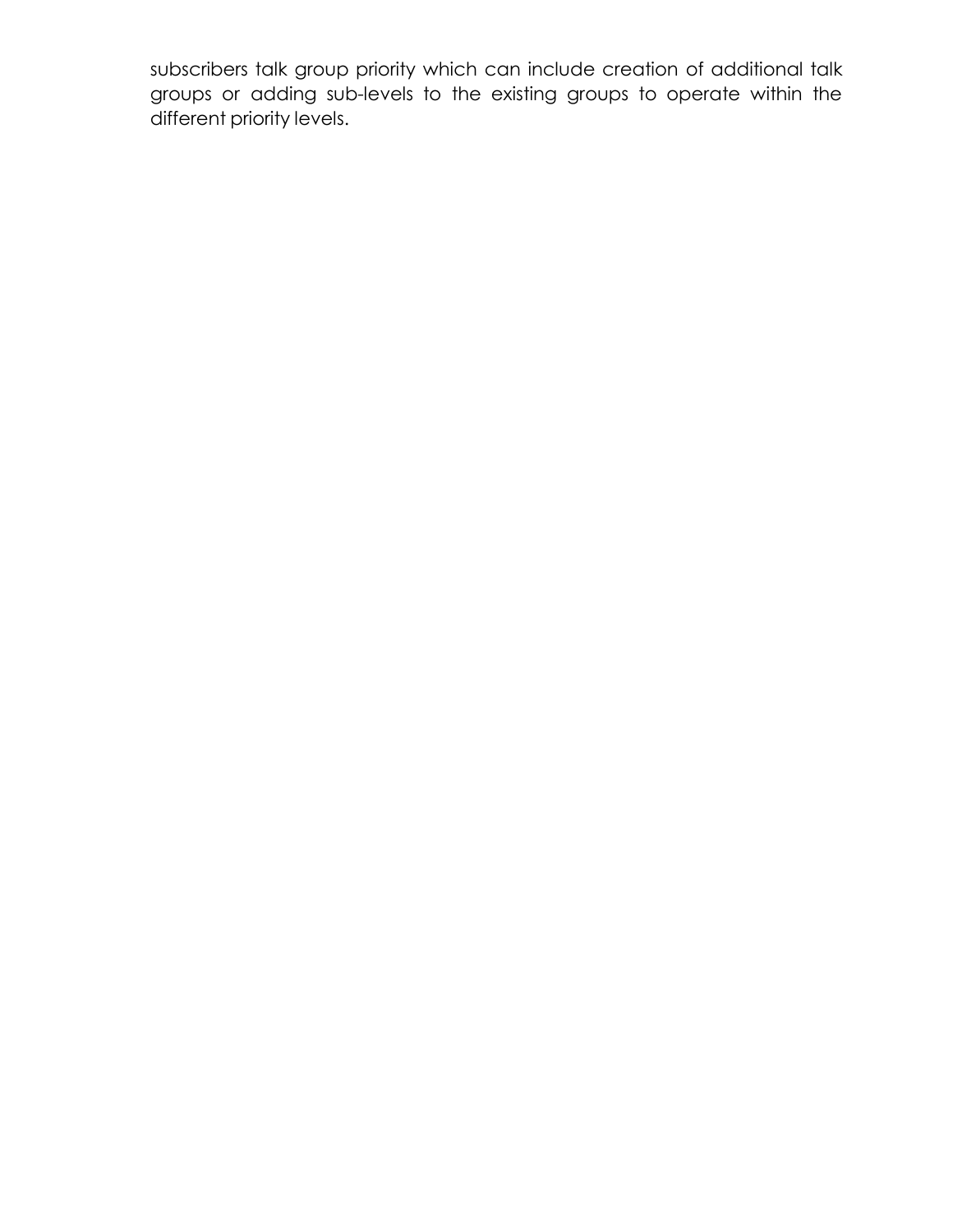subscribers talk group priority which can include creation of additional talk groups or adding sub-levels to the existing groups to operate within the different priority levels.